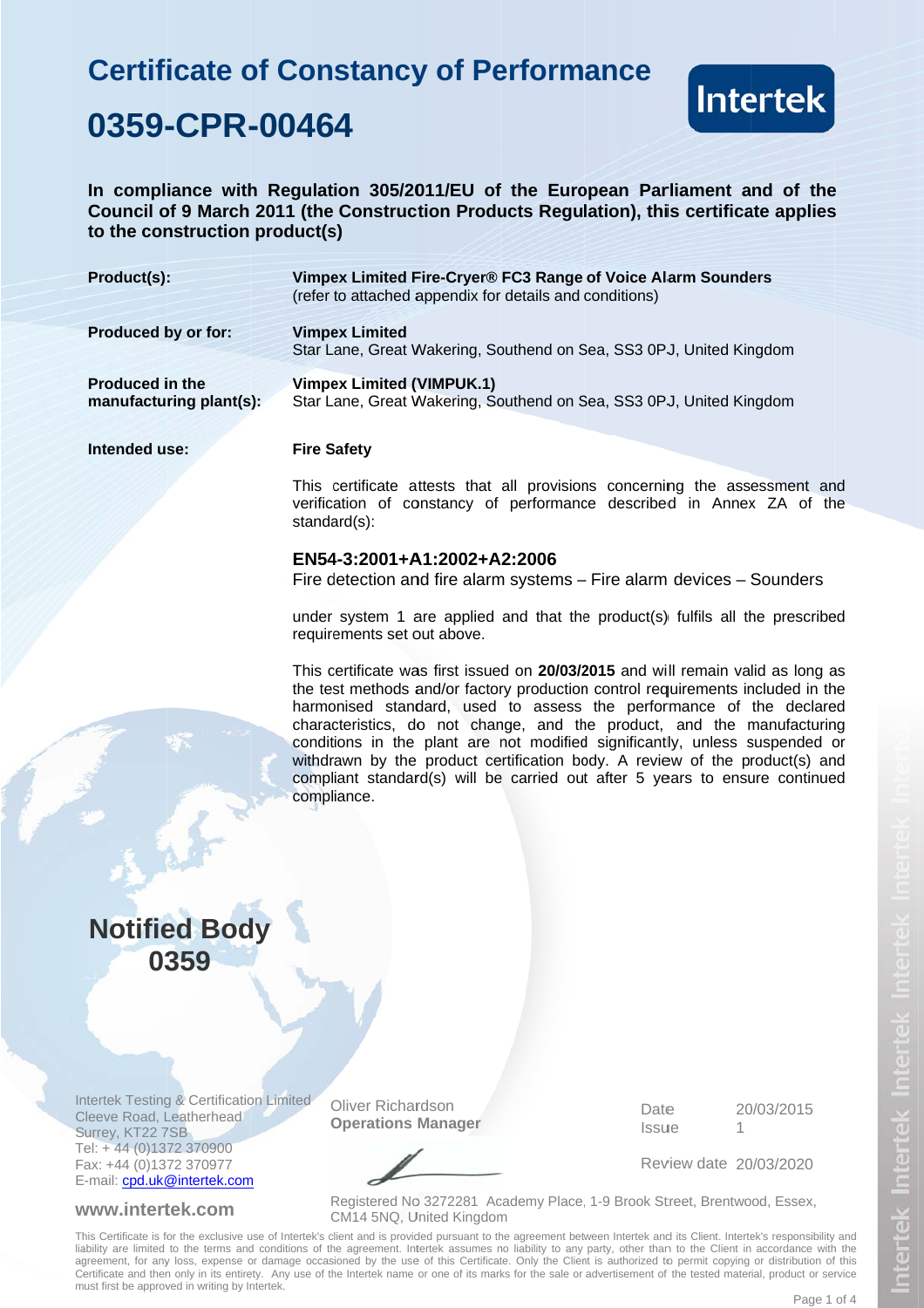# Certificate of Constancy of Performance

# 0359-CPR-00464

Intertek

**In compliance with Regulation 305/2011/EU of the European Parliament and of the Council of 9 March 2011 (the Construction Products Regulation), this certificate applies to the construction product(s)**

| | |
|---|---|
| **Product(s):** | **Vimpex Limited Fire-Cryer® FC3 Range of Voice Alarm Sounders** (refer to attached appendix for details and conditions) |
| **Produced by or for:** | **Vimpex Limited** Star Lane, Great Wakering, Southend on Sea, SS3 0PJ, United Kingdom |
| **Produced in the manufacturing plant(s):** | **Vimpex Limited (VIMPUK.1)** Star Lane, Great Wakering, Southend on Sea, SS3 0PJ, United Kingdom |
| **Intended use:** | **Fire Safety** |

This certificate attests that all provisions concerning the assessment and verification of constancy of performance described in Annex ZA of the standard(s):

### EN54-3:2001+A1:2002+A2:2006

Fire detection and fire alarm systems – Fire alarm devices – Sounders

under system 1 are applied and that the product(s) fulfils all the prescribed requirements set out above.

This certificate was first issued on **20/03/2015** and will remain valid as long as the test methods and/or factory production control requirements included in the harmonised standard, used to assess the performance of the declared characteristics, do not change, and the product, and the manufacturing conditions in the plant are not modified significantly, unless suspended or withdrawn by the product certification body. A review of the product(s) and compliant standard(s) will be carried out after 5 years to ensure continued compliance.

**Notified Body 0359**

Intertek Testing & Certification Limited
Cleeve Road, Leatherhead
Surrey, KT22 7SB
Tel: + 44 (0)1372 370900
Fax: +44 (0)1372 370977
E-mail: cpd.uk@intertek.com

Oliver Richardson
**Operations Manager**

| | |
|---|---|
| Date | 20/03/2015 |
| Issue | 1 |
| Review date | 20/03/2020 |

**www.intertek.com**

Registered No 3272281 Academy Place, 1-9 Brook Street, Brentwood, Essex, CM14 5NQ, United Kingdom

This Certificate is for the exclusive use of Intertek's client and is provided pursuant to the agreement between Intertek and its Client. Intertek's responsibility and liability are limited to the terms and conditions of the agreement. Intertek assumes no liability to any party, other than to the Client in accordance with the agreement, for any loss, expense or damage occasioned by the use of this Certificate. Only the Client is authorized to permit copying or distribution of this Certificate and then only in its entirety. Any use of the Intertek name or one of its marks for the sale or advertisement of the tested material, product or service must first be approved in writing by Intertek.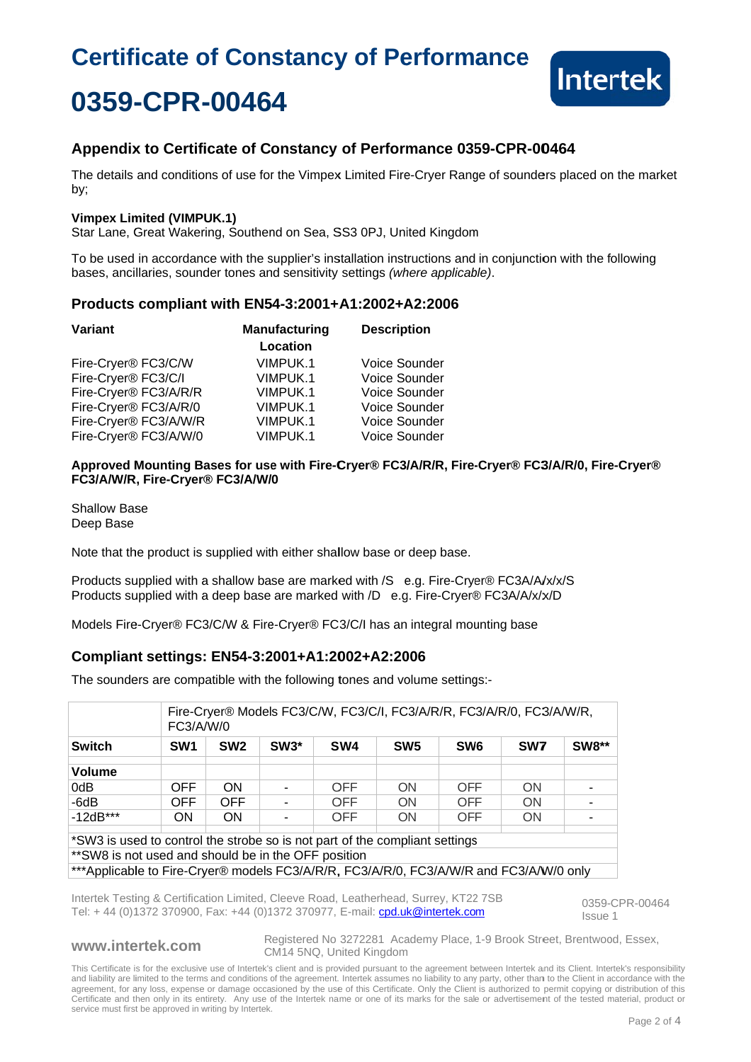# Certificate of Constancy of Performance

# 0359-CPR-00464

## Appendix to Certificate of Constancy of Performance 0359-CPR-00464

The details and conditions of use for the Vimpex Limited Fire-Cryer Range of sounders placed on the market by;

**Vimpex Limited (VIMPUK.1)**
Star Lane, Great Wakering, Southend on Sea, SS3 0PJ, United Kingdom

To be used in accordance with the supplier's installation instructions and in conjunction with the following bases, ancillaries, sounder tones and sensitivity settings *(where applicable)*.

### Products compliant with EN54-3:2001+A1:2002+A2:2006

| Variant | Manufacturing Location | Description |
|---|---|---|
| Fire-Cryer® FC3/C/W | VIMPUK.1 | Voice Sounder |
| Fire-Cryer® FC3/C/I | VIMPUK.1 | Voice Sounder |
| Fire-Cryer® FC3/A/R/R | VIMPUK.1 | Voice Sounder |
| Fire-Cryer® FC3/A/R/0 | VIMPUK.1 | Voice Sounder |
| Fire-Cryer® FC3/A/W/R | VIMPUK.1 | Voice Sounder |
| Fire-Cryer® FC3/A/W/0 | VIMPUK.1 | Voice Sounder |

**Approved Mounting Bases for use with Fire-Cryer® FC3/A/R/R, Fire-Cryer® FC3/A/R/0, Fire-Cryer® FC3/A/W/R, Fire-Cryer® FC3/A/W/0**

Shallow Base
Deep Base

Note that the product is supplied with either shallow base or deep base.

Products supplied with a shallow base are marked with /S e.g. Fire-Cryer® FC3A/A/x/x/S
Products supplied with a deep base are marked with /D e.g. Fire-Cryer® FC3A/A/x/x/D

Models Fire-Cryer® FC3/C/W & Fire-Cryer® FC3/C/I has an integral mounting base

### Compliant settings: EN54-3:2001+A1:2002+A2:2006

The sounders are compatible with the following tones and volume settings:-

| | Fire-Cryer® Models FC3/C/W, FC3/C/I, FC3/A/R/R, FC3/A/R/0, FC3/A/W/R, FC3/A/W/0 | | | | | | | |
|---|---|---|---|---|---|---|---|---|
| **Switch** | **SW1** | **SW2** | **SW3*** | **SW4** | **SW5** | **SW6** | **SW7** | **SW8**** |
| **Volume** | | | | | | | | |
| 0dB | OFF | ON | - | OFF | ON | OFF | ON | - |
| -6dB | OFF | OFF | - | OFF | ON | OFF | ON | - |
| -12dB*** | ON | ON | - | OFF | ON | OFF | ON | - |

*SW3 is used to control the strobe so is not part of the compliant settings
**SW8 is not used and should be in the OFF position
***Applicable to Fire-Cryer® models FC3/A/R/R, FC3/A/R/0, FC3/A/W/R and FC3/A/W/0 only

Intertek Testing & Certification Limited, Cleeve Road, Leatherhead, Surrey, KT22 7SB
Tel: + 44 (0)1372 370900, Fax: +44 (0)1372 370977, E-mail: cpd.uk@intertek.com

0359-CPR-00464
Issue 1

www.intertek.com

Registered No 3272281 Academy Place, 1-9 Brook Street, Brentwood, Essex, CM14 5NQ, United Kingdom

This Certificate is for the exclusive use of Intertek's client and is provided pursuant to the agreement between Intertek and its Client. Intertek's responsibility and liability are limited to the terms and conditions of the agreement. Intertek assumes no liability to any party, other than to the Client in accordance with the agreement, for any loss, expense or damage occasioned by the use of this Certificate. Only the Client is authorized to permit copying or distribution of this Certificate and then only in its entirety. Any use of the Intertek name or one of its marks for the sale or advertisement of the tested material, product or service must first be approved in writing by Intertek.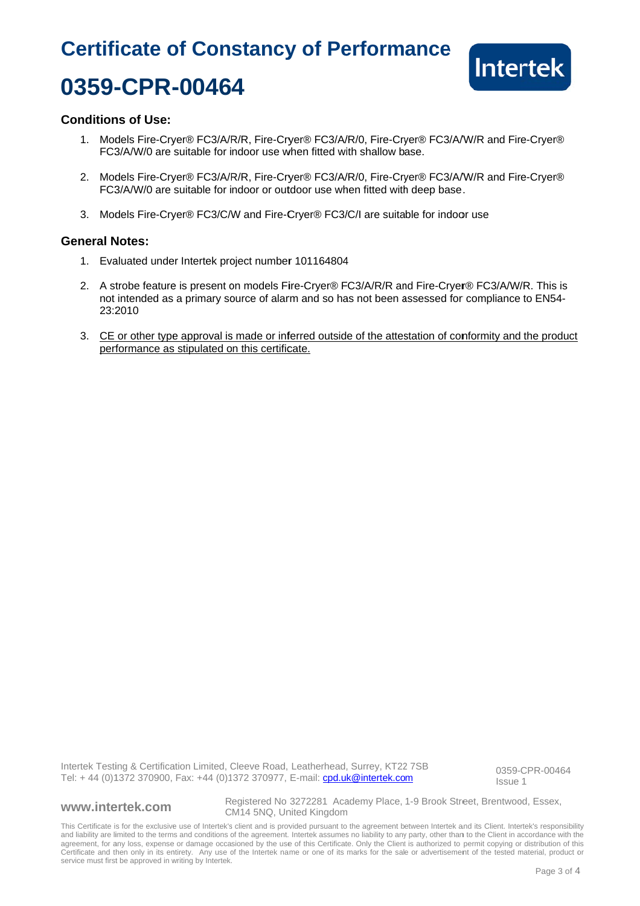# Certificate of Constancy of Performance

# 0359-CPR-00464

### Conditions of Use:

1. Models Fire-Cryer® FC3/A/R/R, Fire-Cryer® FC3/A/R/0, Fire-Cryer® FC3/A/W/R and Fire-Cryer® FC3/A/W/0 are suitable for indoor use when fitted with shallow base.

2. Models Fire-Cryer® FC3/A/R/R, Fire-Cryer® FC3/A/R/0, Fire-Cryer® FC3/A/W/R and Fire-Cryer® FC3/A/W/0 are suitable for indoor or outdoor use when fitted with deep base.

3. Models Fire-Cryer® FC3/C/W and Fire-Cryer® FC3/C/I are suitable for indoor use

### General Notes:

1. Evaluated under Intertek project number 101164804

2. A strobe feature is present on models Fire-Cryer® FC3/A/R/R and Fire-Cryer® FC3/A/W/R. This is not intended as a primary source of alarm and so has not been assessed for compliance to EN54-23:2010

3. CE or other type approval is made or inferred outside of the attestation of conformity and the product performance as stipulated on this certificate.

Intertek Testing & Certification Limited, Cleeve Road, Leatherhead, Surrey, KT22 7SB
Tel: + 44 (0)1372 370900, Fax: +44 (0)1372 370977, E-mail: cpd.uk@intertek.com

0359-CPR-00464
Issue 1

www.intertek.com

Registered No 3272281 Academy Place, 1-9 Brook Street, Brentwood, Essex, CM14 5NQ, United Kingdom

This Certificate is for the exclusive use of Intertek's client and is provided pursuant to the agreement between Intertek and its Client. Intertek's responsibility and liability are limited to the terms and conditions of the agreement. Intertek assumes no liability to any party, other than to the Client in accordance with the agreement, for any loss, expense or damage occasioned by the use of this Certificate. Only the Client is authorized to permit copying or distribution of this Certificate and then only in its entirety. Any use of the Intertek name or one of its marks for the sale or advertisement of the tested material, product or service must first be approved in writing by Intertek.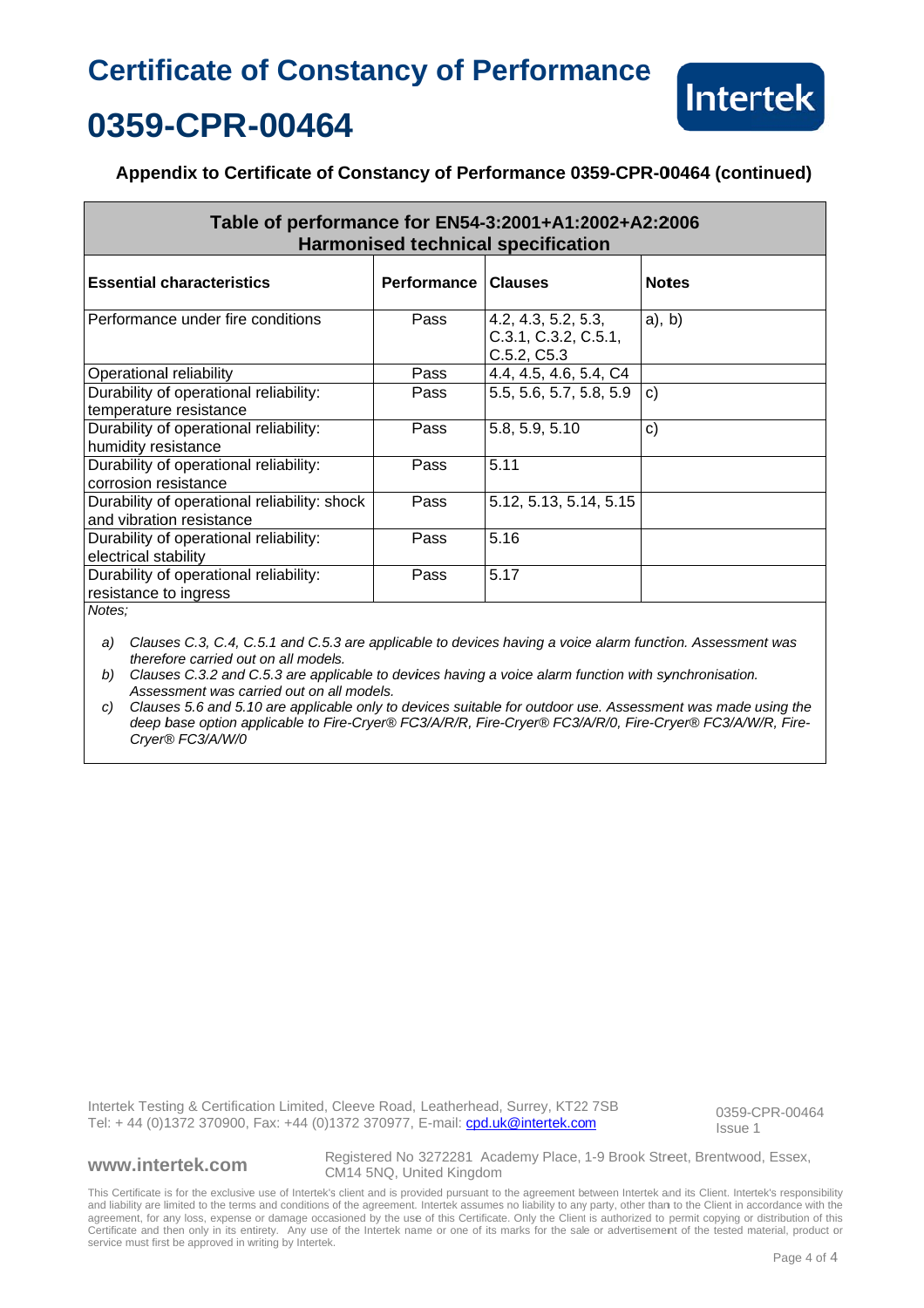# Certificate of Constancy of Performance

# 0359-CPR-00464

### Appendix to Certificate of Constancy of Performance 0359-CPR-00464 (continued)

**Table of performance for EN54-3:2001+A1:2002+A2:2006**
**Harmonised technical specification**

| Essential characteristics | Performance | Clauses | Notes |
|---|---|---|---|
| Performance under fire conditions | Pass | 4.2, 4.3, 5.2, 5.3, C.3.1, C.3.2, C.5.1, C.5.2, C5.3 | a), b) |
| Operational reliability | Pass | 4.4, 4.5, 4.6, 5.4, C4 | |
| Durability of operational reliability: temperature resistance | Pass | 5.5, 5.6, 5.7, 5.8, 5.9 | c) |
| Durability of operational reliability: humidity resistance | Pass | 5.8, 5.9, 5.10 | c) |
| Durability of operational reliability: corrosion resistance | Pass | 5.11 | |
| Durability of operational reliability: shock and vibration resistance | Pass | 5.12, 5.13, 5.14, 5.15 | |
| Durability of operational reliability: electrical stability | Pass | 5.16 | |
| Durability of operational reliability: resistance to ingress | Pass | 5.17 | |

*Notes;*

a) *Clauses C.3, C.4, C.5.1 and C.5.3 are applicable to devices having a voice alarm function. Assessment was therefore carried out on all models.*

b) *Clauses C.3.2 and C.5.3 are applicable to devices having a voice alarm function with synchronisation. Assessment was carried out on all models.*

c) *Clauses 5.6 and 5.10 are applicable only to devices suitable for outdoor use. Assessment was made using the deep base option applicable to Fire-Cryer® FC3/A/R/R, Fire-Cryer® FC3/A/R/0, Fire-Cryer® FC3/A/W/R, Fire-Cryer® FC3/A/W/0*

Intertek Testing & Certification Limited, Cleeve Road, Leatherhead, Surrey, KT22 7SB
Tel: + 44 (0)1372 370900, Fax: +44 (0)1372 370977, E-mail: cpd.uk@intertek.com

0359-CPR-00464
Issue 1

www.intertek.com

Registered No 3272281 Academy Place, 1-9 Brook Street, Brentwood, Essex, CM14 5NQ, United Kingdom

This Certificate is for the exclusive use of Intertek's client and is provided pursuant to the agreement between Intertek and its Client. Intertek's responsibility and liability are limited to the terms and conditions of the agreement. Intertek assumes no liability to any party, other than to the Client in accordance with the agreement, for any loss, expense or damage occasioned by the use of this Certificate. Only the Client is authorized to permit copying or distribution of this Certificate and then only in its entirety. Any use of the Intertek name or one of its marks for the sale or advertisement of the tested material, product or service must first be approved in writing by Intertek.